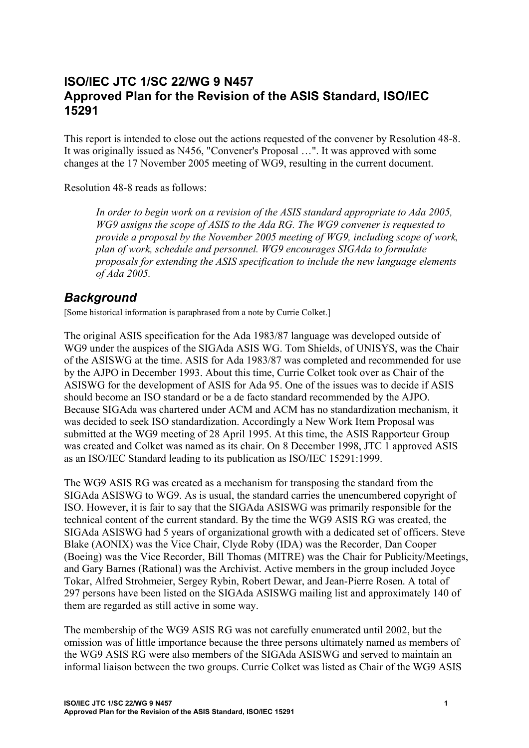# ISO/IEC JTC 1/SC 22/WG 9 N457
# Approved Plan for the Revision of the ASIS Standard, ISO/IEC 15291

This report is intended to close out the actions requested of the convener by Resolution 48-8. It was originally issued as N456, "Convener's Proposal …". It was approved with some changes at the 17 November 2005 meeting of WG9, resulting in the current document.

Resolution 48-8 reads as follows:

> *In order to begin work on a revision of the ASIS standard appropriate to Ada 2005, WG9 assigns the scope of ASIS to the Ada RG. The WG9 convener is requested to provide a proposal by the November 2005 meeting of WG9, including scope of work, plan of work, schedule and personnel. WG9 encourages SIGAda to formulate proposals for extending the ASIS specification to include the new language elements of Ada 2005.*

## *Background*

[Some historical information is paraphrased from a note by Currie Colket.]

The original ASIS specification for the Ada 1983/87 language was developed outside of WG9 under the auspices of the SIGAda ASIS WG. Tom Shields, of UNISYS, was the Chair of the ASISWG at the time. ASIS for Ada 1983/87 was completed and recommended for use by the AJPO in December 1993. About this time, Currie Colket took over as Chair of the ASISWG for the development of ASIS for Ada 95. One of the issues was to decide if ASIS should become an ISO standard or be a de facto standard recommended by the AJPO. Because SIGAda was chartered under ACM and ACM has no standardization mechanism, it was decided to seek ISO standardization. Accordingly a New Work Item Proposal was submitted at the WG9 meeting of 28 April 1995. At this time, the ASIS Rapporteur Group was created and Colket was named as its chair. On 8 December 1998, JTC 1 approved ASIS as an ISO/IEC Standard leading to its publication as ISO/IEC 15291:1999.

The WG9 ASIS RG was created as a mechanism for transposing the standard from the SIGAda ASISWG to WG9. As is usual, the standard carries the unencumbered copyright of ISO. However, it is fair to say that the SIGAda ASISWG was primarily responsible for the technical content of the current standard. By the time the WG9 ASIS RG was created, the SIGAda ASISWG had 5 years of organizational growth with a dedicated set of officers. Steve Blake (AONIX) was the Vice Chair, Clyde Roby (IDA) was the Recorder, Dan Cooper (Boeing) was the Vice Recorder, Bill Thomas (MITRE) was the Chair for Publicity/Meetings, and Gary Barnes (Rational) was the Archivist. Active members in the group included Joyce Tokar, Alfred Strohmeier, Sergey Rybin, Robert Dewar, and Jean-Pierre Rosen. A total of 297 persons have been listed on the SIGAda ASISWG mailing list and approximately 140 of them are regarded as still active in some way.

The membership of the WG9 ASIS RG was not carefully enumerated until 2002, but the omission was of little importance because the three persons ultimately named as members of the WG9 ASIS RG were also members of the SIGAda ASISWG and served to maintain an informal liaison between the two groups. Currie Colket was listed as Chair of the WG9 ASIS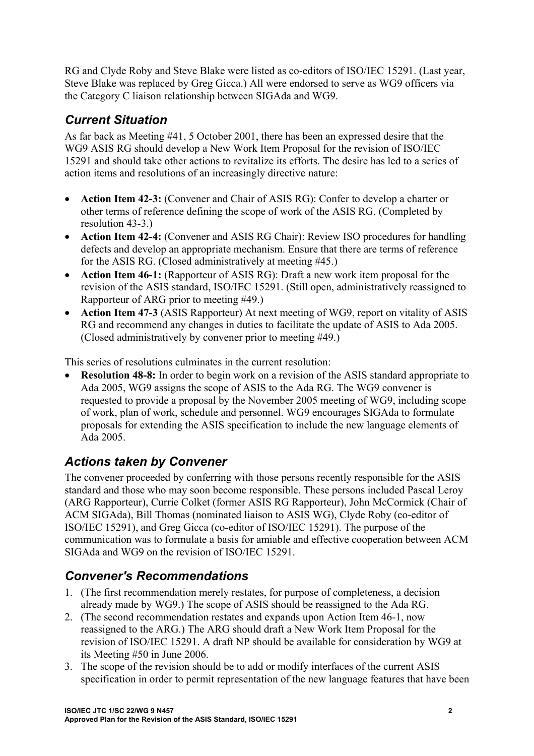RG and Clyde Roby and Steve Blake were listed as co-editors of ISO/IEC 15291. (Last year, Steve Blake was replaced by Greg Gicca.) All were endorsed to serve as WG9 officers via the Category C liaison relationship between SIGAda and WG9.

## *Current Situation*

As far back as Meeting #41, 5 October 2001, there has been an expressed desire that the WG9 ASIS RG should develop a New Work Item Proposal for the revision of ISO/IEC 15291 and should take other actions to revitalize its efforts. The desire has led to a series of action items and resolutions of an increasingly directive nature:

- **Action Item 42-3:** (Convener and Chair of ASIS RG): Confer to develop a charter or other terms of reference defining the scope of work of the ASIS RG. (Completed by resolution 43-3.)
- **Action Item 42-4:** (Convener and ASIS RG Chair): Review ISO procedures for handling defects and develop an appropriate mechanism. Ensure that there are terms of reference for the ASIS RG. (Closed administratively at meeting #45.)
- **Action Item 46-1:** (Rapporteur of ASIS RG): Draft a new work item proposal for the revision of the ASIS standard, ISO/IEC 15291. (Still open, administratively reassigned to Rapporteur of ARG prior to meeting #49.)
- **Action Item 47-3** (ASIS Rapporteur) At next meeting of WG9, report on vitality of ASIS RG and recommend any changes in duties to facilitate the update of ASIS to Ada 2005. (Closed administratively by convener prior to meeting #49.)

This series of resolutions culminates in the current resolution:

- **Resolution 48-8:** In order to begin work on a revision of the ASIS standard appropriate to Ada 2005, WG9 assigns the scope of ASIS to the Ada RG. The WG9 convener is requested to provide a proposal by the November 2005 meeting of WG9, including scope of work, plan of work, schedule and personnel. WG9 encourages SIGAda to formulate proposals for extending the ASIS specification to include the new language elements of Ada 2005.

## *Actions taken by Convener*

The convener proceeded by conferring with those persons recently responsible for the ASIS standard and those who may soon become responsible. These persons included Pascal Leroy (ARG Rapporteur), Currie Colket (former ASIS RG Rapporteur), John McCormick (Chair of ACM SIGAda), Bill Thomas (nominated liaison to ASIS WG), Clyde Roby (co-editor of ISO/IEC 15291), and Greg Gicca (co-editor of ISO/IEC 15291). The purpose of the communication was to formulate a basis for amiable and effective cooperation between ACM SIGAda and WG9 on the revision of ISO/IEC 15291.

## *Convener's Recommendations*

1. (The first recommendation merely restates, for purpose of completeness, a decision already made by WG9.) The scope of ASIS should be reassigned to the Ada RG.
2. (The second recommendation restates and expands upon Action Item 46-1, now reassigned to the ARG.) The ARG should draft a New Work Item Proposal for the revision of ISO/IEC 15291. A draft NP should be available for consideration by WG9 at its Meeting #50 in June 2006.
3. The scope of the revision should be to add or modify interfaces of the current ASIS specification in order to permit representation of the new language features that have been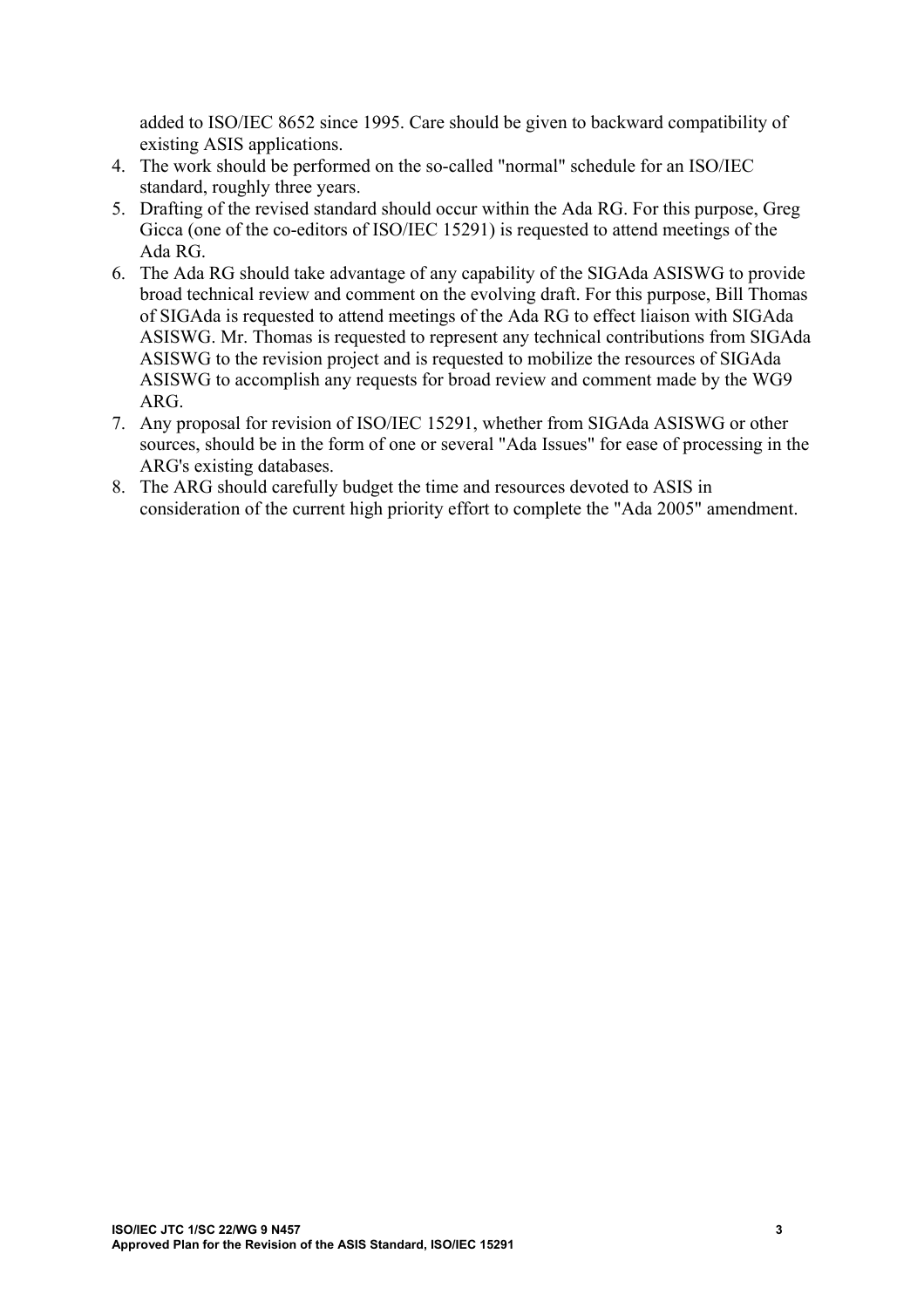added to ISO/IEC 8652 since 1995. Care should be given to backward compatibility of existing ASIS applications.

4. The work should be performed on the so-called "normal" schedule for an ISO/IEC standard, roughly three years.
5. Drafting of the revised standard should occur within the Ada RG. For this purpose, Greg Gicca (one of the co-editors of ISO/IEC 15291) is requested to attend meetings of the Ada RG.
6. The Ada RG should take advantage of any capability of the SIGAda ASISWG to provide broad technical review and comment on the evolving draft. For this purpose, Bill Thomas of SIGAda is requested to attend meetings of the Ada RG to effect liaison with SIGAda ASISWG. Mr. Thomas is requested to represent any technical contributions from SIGAda ASISWG to the revision project and is requested to mobilize the resources of SIGAda ASISWG to accomplish any requests for broad review and comment made by the WG9 ARG.
7. Any proposal for revision of ISO/IEC 15291, whether from SIGAda ASISWG or other sources, should be in the form of one or several "Ada Issues" for ease of processing in the ARG's existing databases.
8. The ARG should carefully budget the time and resources devoted to ASIS in consideration of the current high priority effort to complete the "Ada 2005" amendment.